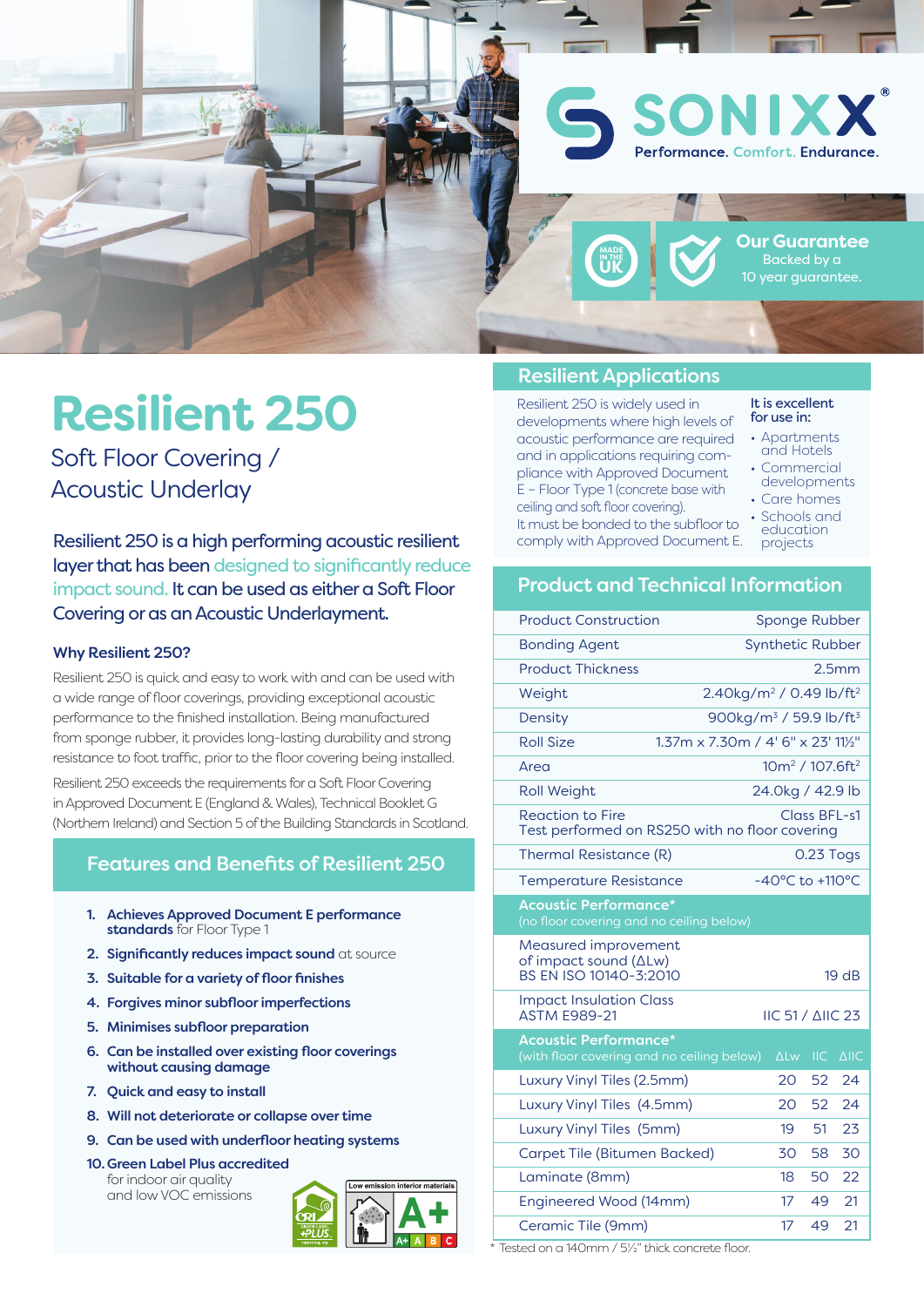SONIXX®

Performance. Comfort. Endurance.

MADE IN THE UK

**Our Guarantee**
Backed by a 10 year guarantee.

# Resilient 250

## Soft Floor Covering / Acoustic Underlay

**Resilient 250 is a high performing acoustic resilient layer that has been designed to significantly reduce impact sound. It can be used as either a Soft Floor Covering or as an Acoustic Underlayment.**

### Why Resilient 250?

Resilient 250 is quick and easy to work with and can be used with a wide range of floor coverings, providing exceptional acoustic performance to the finished installation. Being manufactured from sponge rubber, it provides long-lasting durability and strong resistance to foot traffic, prior to the floor covering being installed.

Resilient 250 exceeds the requirements for a Soft Floor Covering in Approved Document E (England & Wales), Technical Booklet G (Northern Ireland) and Section 5 of the Building Standards in Scotland.

## Features and Benefits of Resilient 250

1. **Achieves Approved Document E performance standards** for Floor Type 1
2. **Significantly reduces impact sound** at source
3. **Suitable for a variety of floor finishes**
4. **Forgives minor subfloor imperfections**
5. **Minimises subfloor preparation**
6. **Can be installed over existing floor coverings without causing damage**
7. **Quick and easy to install**
8. **Will not deteriorate or collapse over time**
9. **Can be used with underfloor heating systems**
10. **Green Label Plus accredited** for indoor air quality and low VOC emissions

## Resilient Applications

Resilient 250 is widely used in developments where high levels of acoustic performance are required and in applications requiring compliance with Approved Document E – Floor Type 1 (concrete base with ceiling and soft floor covering).
It must be bonded to the subfloor to comply with Approved Document E.

It is excellent for use in:

- Apartments and Hotels
- Commercial developments
- Care homes
- Schools and education projects

## Product and Technical Information

| Property | Value |
|---|---|
| Product Construction | Sponge Rubber |
| Bonding Agent | Synthetic Rubber |
| Product Thickness | 2.5mm |
| Weight | 2.40kg/m² / 0.49 lb/ft² |
| Density | 900kg/m³ / 59.9 lb/ft³ |
| Roll Size | 1.37m x 7.30m / 4' 6" x 23' 11½" |
| Area | 10m² / 107.6ft² |
| Roll Weight | 24.0kg / 42.9 lb |
| Reaction to Fire<br>Test performed on RS250 with no floor covering | Class BFL-s1 |
| Thermal Resistance (R) | 0.23 Togs |
| Temperature Resistance | -40°C to +110°C |

| **Acoustic Performance*** (no floor covering and no ceiling below) | |
|---|---|
| Measured improvement of impact sound (ΔLw) BS EN ISO 10140-3:2010 | 19 dB |
| Impact Insulation Class ASTM E989-21 | IIC 51 / ΔIIC 23 |

| **Acoustic Performance*** (with floor covering and no ceiling below) | ΔLw | IIC | ΔIIC |
|---|---|---|---|
| Luxury Vinyl Tiles (2.5mm) | 20 | 52 | 24 |
| Luxury Vinyl Tiles (4.5mm) | 20 | 52 | 24 |
| Luxury Vinyl Tiles (5mm) | 19 | 51 | 23 |
| Carpet Tile (Bitumen Backed) | 30 | 58 | 30 |
| Laminate (8mm) | 18 | 50 | 22 |
| Engineered Wood (14mm) | 17 | 49 | 21 |
| Ceramic Tile (9mm) | 17 | 49 | 21 |

\* Tested on a 140mm / 5½" thick concrete floor.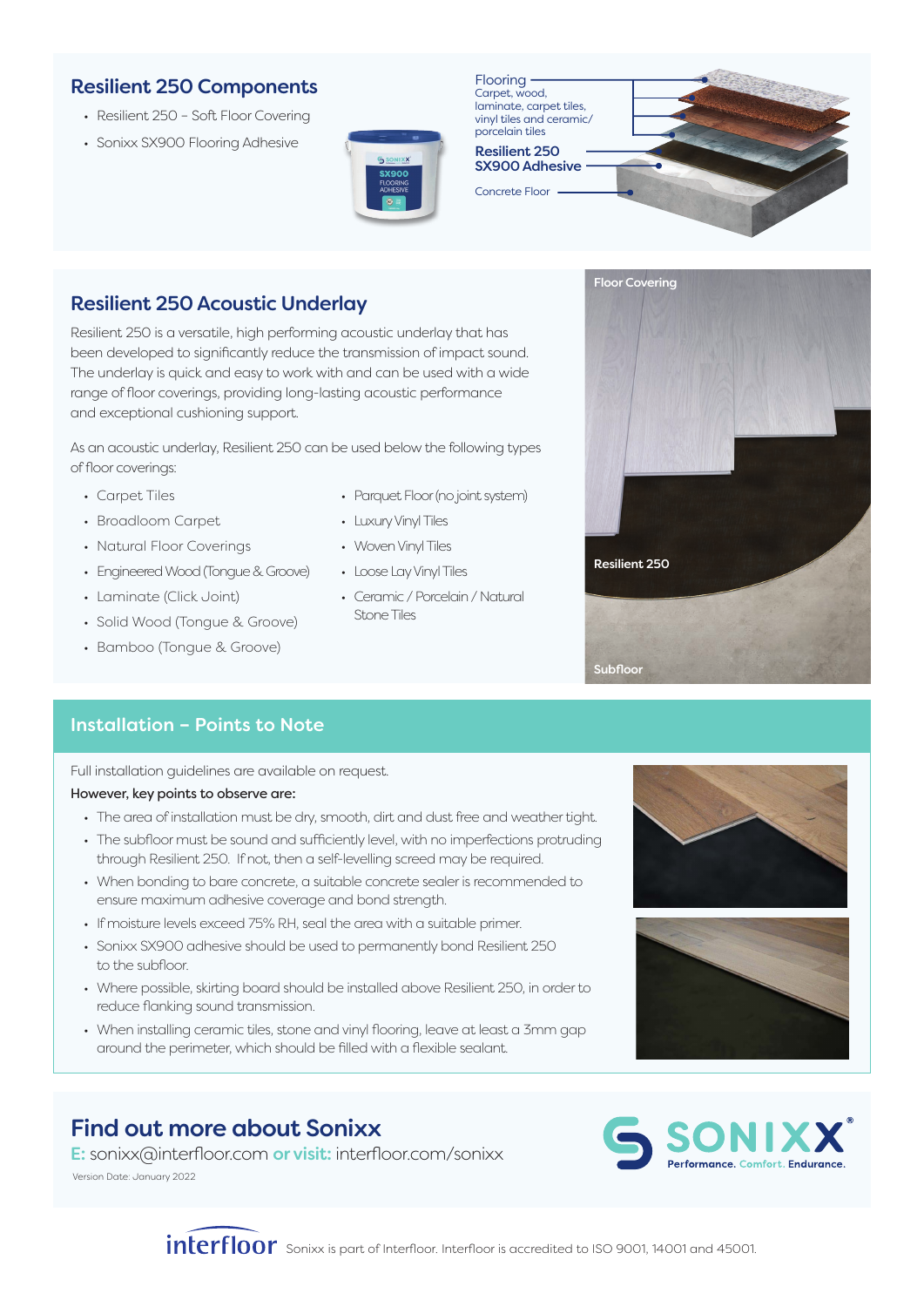## Resilient 250 Components

- Resilient 250 – Soft Floor Covering
- Sonixx SX900 Flooring Adhesive

Flooring
Carpet, wood, laminate, carpet tiles, vinyl tiles and ceramic/porcelain tiles

Resilient 250

SX900 Adhesive

Concrete Floor

## Resilient 250 Acoustic Underlay

Resilient 250 is a versatile, high performing acoustic underlay that has been developed to significantly reduce the transmission of impact sound. The underlay is quick and easy to work with and can be used with a wide range of floor coverings, providing long-lasting acoustic performance and exceptional cushioning support.

As an acoustic underlay, Resilient 250 can be used below the following types of floor coverings:

- Carpet Tiles
- Broadloom Carpet
- Natural Floor Coverings
- Engineered Wood (Tongue & Groove)
- Laminate (Click Joint)
- Solid Wood (Tongue & Groove)
- Bamboo (Tongue & Groove)
- Parquet Floor (no joint system)
- Luxury Vinyl Tiles
- Woven Vinyl Tiles
- Loose Lay Vinyl Tiles
- Ceramic / Porcelain / Natural Stone Tiles

Floor Covering

Resilient 250

Subfloor

## Installation – Points to Note

Full installation guidelines are available on request.

**However, key points to observe are:**

- The area of installation must be dry, smooth, dirt and dust free and weather tight.
- The subfloor must be sound and sufficiently level, with no imperfections protruding through Resilient 250. If not, then a self-levelling screed may be required.
- When bonding to bare concrete, a suitable concrete sealer is recommended to ensure maximum adhesive coverage and bond strength.
- If moisture levels exceed 75% RH, seal the area with a suitable primer.
- Sonixx SX900 adhesive should be used to permanently bond Resilient 250 to the subfloor.
- Where possible, skirting board should be installed above Resilient 250, in order to reduce flanking sound transmission.
- When installing ceramic tiles, stone and vinyl flooring, leave at least a 3mm gap around the perimeter, which should be filled with a flexible sealant.

## Find out more about Sonixx

**E:** sonixx@interfloor.com **or visit:** interfloor.com/sonixx

Version Date: January 2022

SONIXX® Performance. Comfort. Endurance.

interfloor Sonixx is part of Interfloor. Interfloor is accredited to ISO 9001, 14001 and 45001.